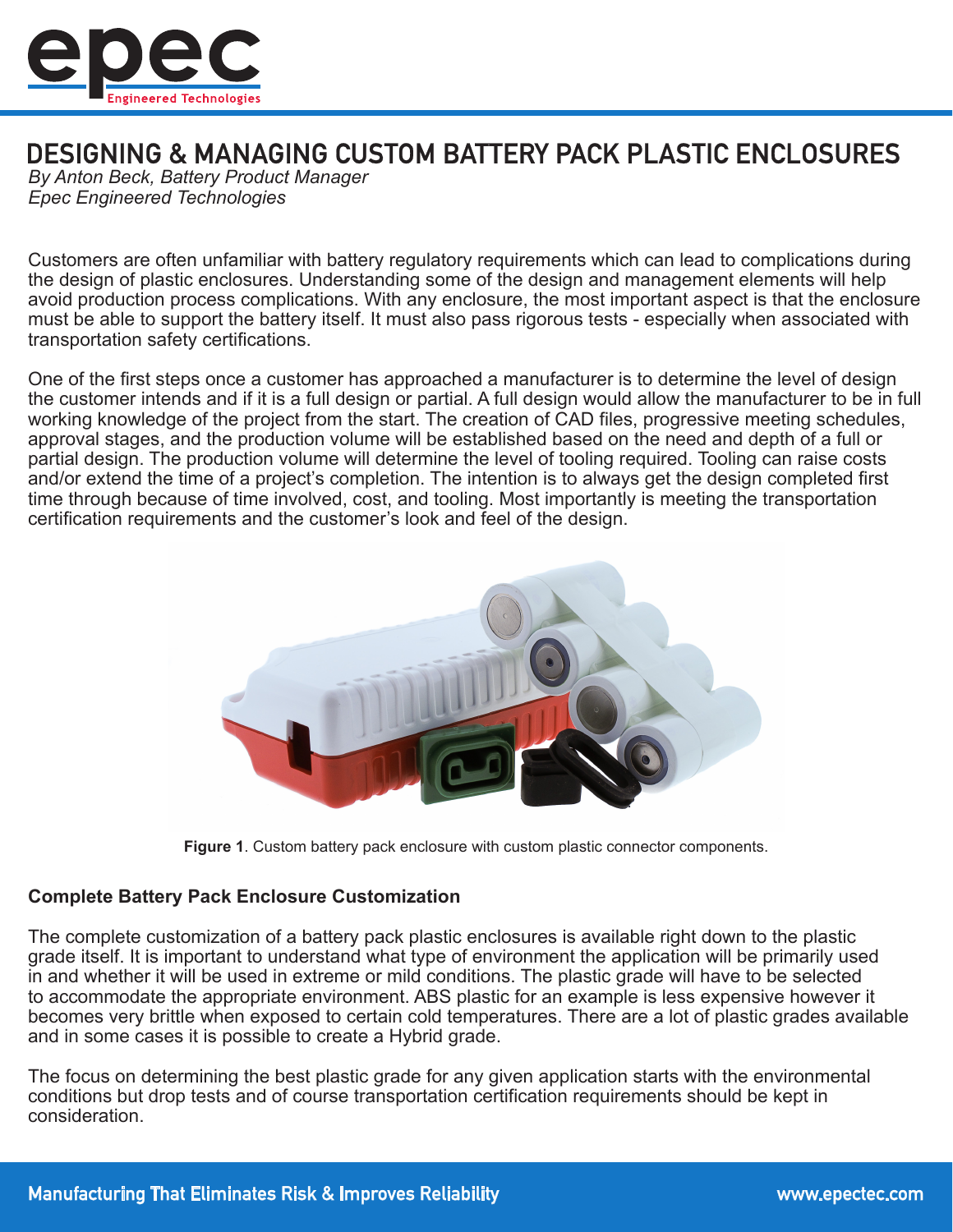# DESIGNING & MANAGING CUSTOM BATTERY PACK PLASTIC ENCLOSURES

*By Anton Beck, Battery Product Manager*
*Epec Engineered Technologies*

Customers are often unfamiliar with battery regulatory requirements which can lead to complications during the design of plastic enclosures. Understanding some of the design and management elements will help avoid production process complications. With any enclosure, the most important aspect is that the enclosure must be able to support the battery itself. It must also pass rigorous tests - especially when associated with transportation safety certifications.

One of the first steps once a customer has approached a manufacturer is to determine the level of design the customer intends and if it is a full design or partial. A full design would allow the manufacturer to be in full working knowledge of the project from the start. The creation of CAD files, progressive meeting schedules, approval stages, and the production volume will be established based on the need and depth of a full or partial design. The production volume will determine the level of tooling required. Tooling can raise costs and/or extend the time of a project's completion. The intention is to always get the design completed first time through because of time involved, cost, and tooling. Most importantly is meeting the transportation certification requirements and the customer's look and feel of the design.

**Figure 1**. Custom battery pack enclosure with custom plastic connector components.

### Complete Battery Pack Enclosure Customization

The complete customization of a battery pack plastic enclosures is available right down to the plastic grade itself. It is important to understand what type of environment the application will be primarily used in and whether it will be used in extreme or mild conditions. The plastic grade will have to be selected to accommodate the appropriate environment. ABS plastic for an example is less expensive however it becomes very brittle when exposed to certain cold temperatures. There are a lot of plastic grades available and in some cases it is possible to create a Hybrid grade.

The focus on determining the best plastic grade for any given application starts with the environmental conditions but drop tests and of course transportation certification requirements should be kept in consideration.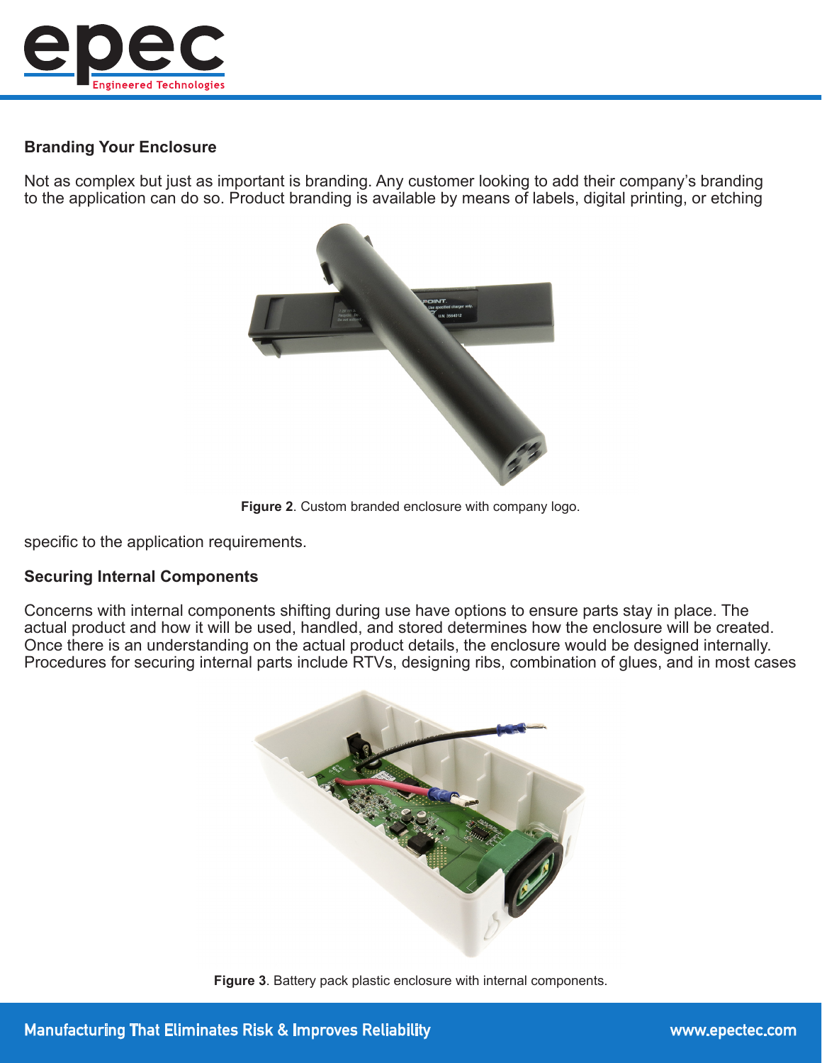## Branding Your Enclosure

Not as complex but just as important is branding. Any customer looking to add their company's branding to the application can do so. Product branding is available by means of labels, digital printing, or etching

**Figure 2**. Custom branded enclosure with company logo.

specific to the application requirements.

## Securing Internal Components

Concerns with internal components shifting during use have options to ensure parts stay in place. The actual product and how it will be used, handled, and stored determines how the enclosure will be created. Once there is an understanding on the actual product details, the enclosure would be designed internally. Procedures for securing internal parts include RTVs, designing ribs, combination of glues, and in most cases

**Figure 3**. Battery pack plastic enclosure with internal components.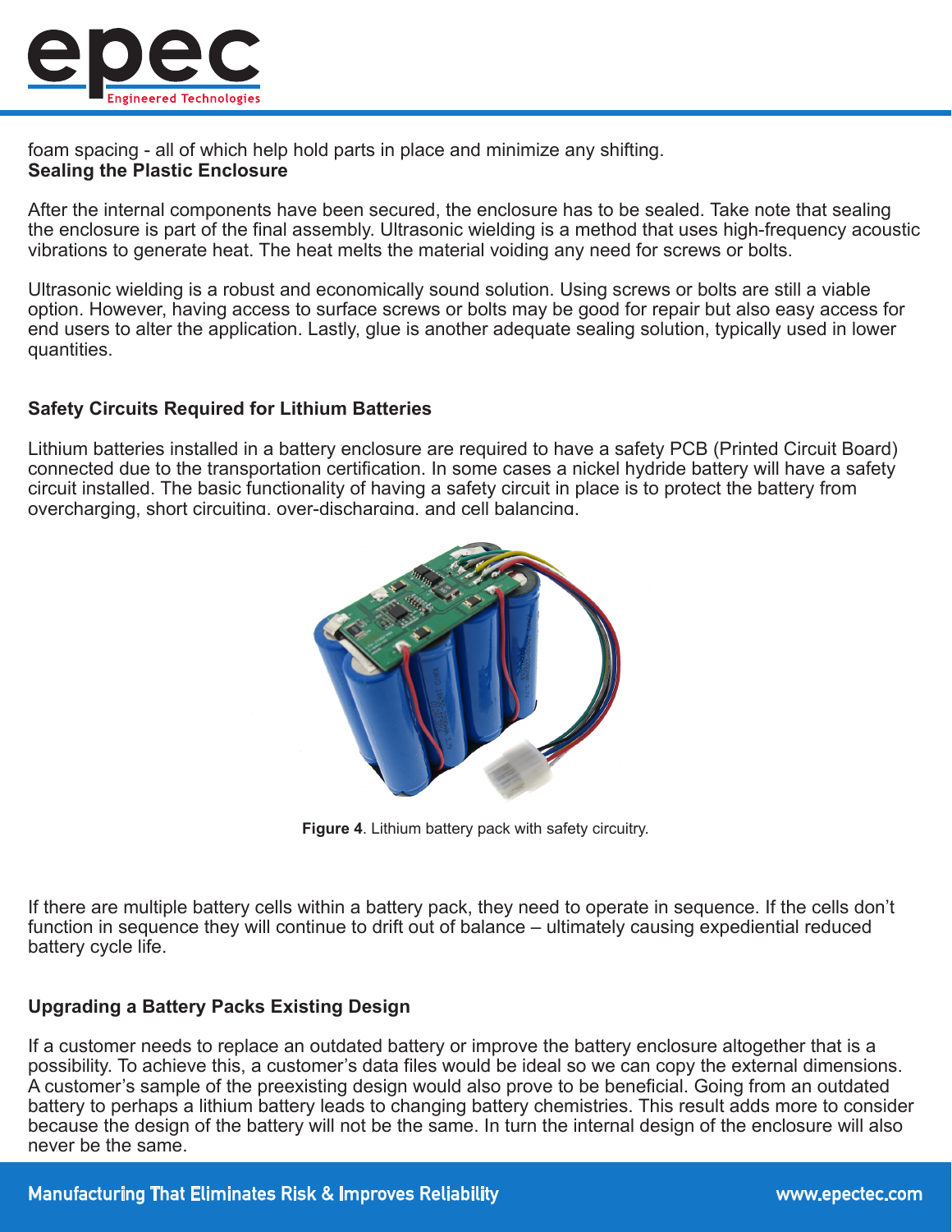foam spacing - all of which help hold parts in place and minimize any shifting.

**Sealing the Plastic Enclosure**

After the internal components have been secured, the enclosure has to be sealed. Take note that sealing the enclosure is part of the final assembly. Ultrasonic wielding is a method that uses high-frequency acoustic vibrations to generate heat. The heat melts the material voiding any need for screws or bolts.

Ultrasonic wielding is a robust and economically sound solution. Using screws or bolts are still a viable option. However, having access to surface screws or bolts may be good for repair but also easy access for end users to alter the application. Lastly, glue is another adequate sealing solution, typically used in lower quantities.

## Safety Circuits Required for Lithium Batteries

Lithium batteries installed in a battery enclosure are required to have a safety PCB (Printed Circuit Board) connected due to the transportation certification. In some cases a nickel hydride battery will have a safety circuit installed. The basic functionality of having a safety circuit in place is to protect the battery from overcharging, short circuiting, over-discharging, and cell balancing.

**Figure 4**. Lithium battery pack with safety circuitry.

If there are multiple battery cells within a battery pack, they need to operate in sequence. If the cells don't function in sequence they will continue to drift out of balance – ultimately causing expediential reduced battery cycle life.

## Upgrading a Battery Packs Existing Design

If a customer needs to replace an outdated battery or improve the battery enclosure altogether that is a possibility. To achieve this, a customer's data files would be ideal so we can copy the external dimensions. A customer's sample of the preexisting design would also prove to be beneficial. Going from an outdated battery to perhaps a lithium battery leads to changing battery chemistries. This result adds more to consider because the design of the battery will not be the same. In turn the internal design of the enclosure will also never be the same.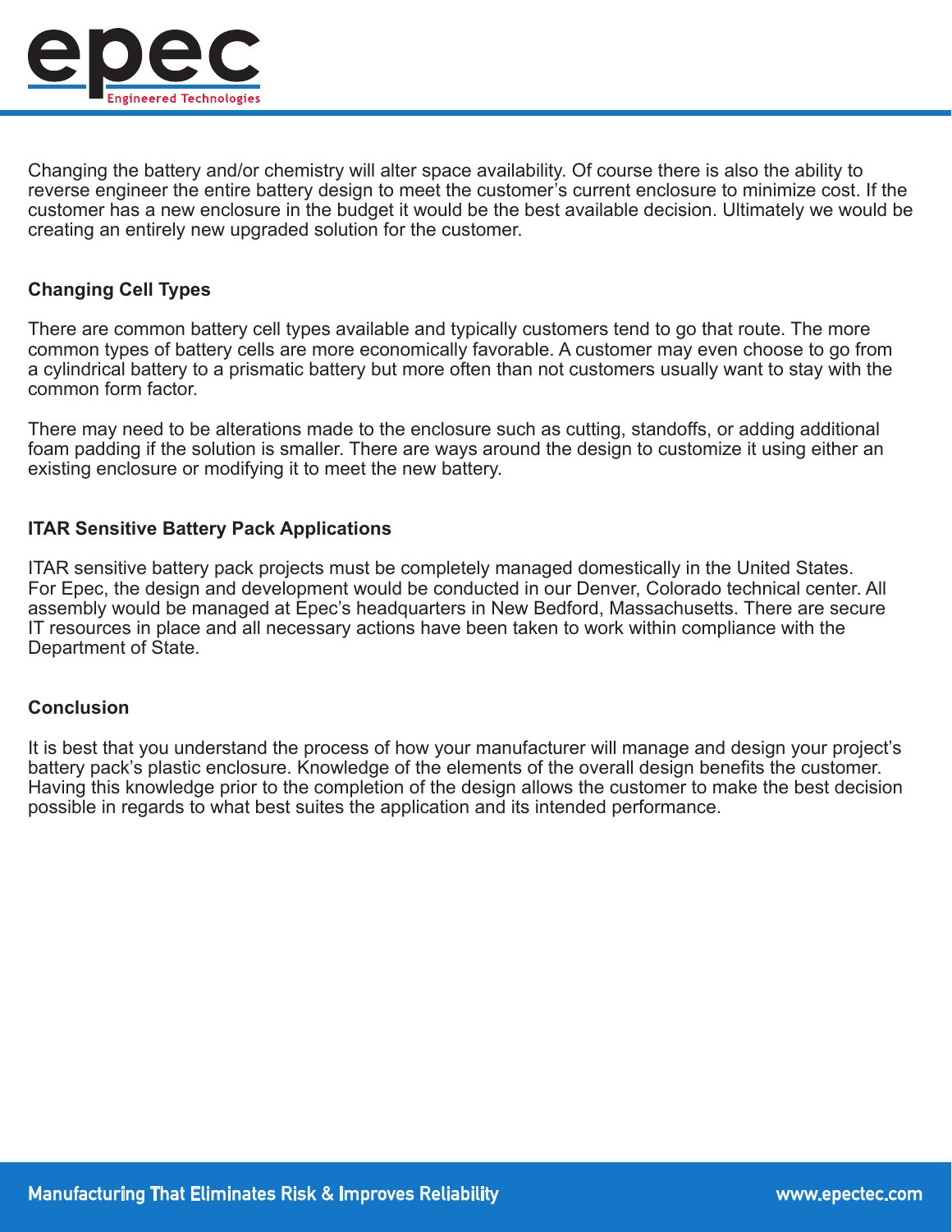Changing the battery and/or chemistry will alter space availability. Of course there is also the ability to reverse engineer the entire battery design to meet the customer's current enclosure to minimize cost. If the customer has a new enclosure in the budget it would be the best available decision. Ultimately we would be creating an entirely new upgraded solution for the customer.

### Changing Cell Types

There are common battery cell types available and typically customers tend to go that route. The more common types of battery cells are more economically favorable. A customer may even choose to go from a cylindrical battery to a prismatic battery but more often than not customers usually want to stay with the common form factor.

There may need to be alterations made to the enclosure such as cutting, standoffs, or adding additional foam padding if the solution is smaller. There are ways around the design to customize it using either an existing enclosure or modifying it to meet the new battery.

### ITAR Sensitive Battery Pack Applications

ITAR sensitive battery pack projects must be completely managed domestically in the United States. For Epec, the design and development would be conducted in our Denver, Colorado technical center. All assembly would be managed at Epec's headquarters in New Bedford, Massachusetts. There are secure IT resources in place and all necessary actions have been taken to work within compliance with the Department of State.

### Conclusion

It is best that you understand the process of how your manufacturer will manage and design your project's battery pack's plastic enclosure. Knowledge of the elements of the overall design benefits the customer. Having this knowledge prior to the completion of the design allows the customer to make the best decision possible in regards to what best suites the application and its intended performance.